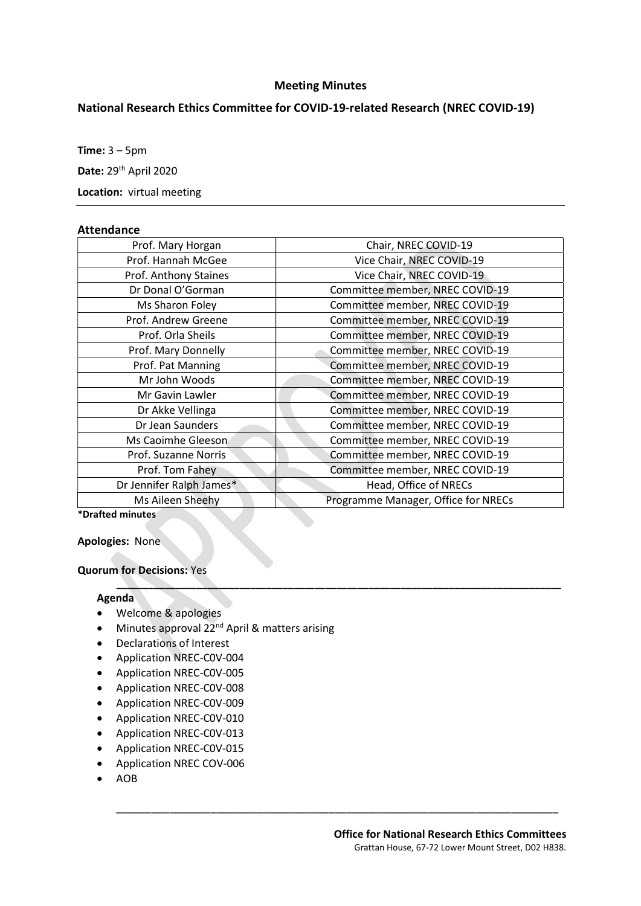**Meeting Minutes**

**National Research Ethics Committee for COVID-19-related Research (NREC COVID-19)**

**Time:** 3 – 5pm

**Date:** 29th April 2020

**Location:** virtual meeting

---

**Attendance**

| | |
|---|---|
| Prof. Mary Horgan | Chair, NREC COVID-19 |
| Prof. Hannah McGee | Vice Chair, NREC COVID-19 |
| Prof. Anthony Staines | Vice Chair, NREC COVID-19 |
| Dr Donal O'Gorman | Committee member, NREC COVID-19 |
| Ms Sharon Foley | Committee member, NREC COVID-19 |
| Prof. Andrew Greene | Committee member, NREC COVID-19 |
| Prof. Orla Sheils | Committee member, NREC COVID-19 |
| Prof. Mary Donnelly | Committee member, NREC COVID-19 |
| Prof. Pat Manning | Committee member, NREC COVID-19 |
| Mr John Woods | Committee member, NREC COVID-19 |
| Mr Gavin Lawler | Committee member, NREC COVID-19 |
| Dr Akke Vellinga | Committee member, NREC COVID-19 |
| Dr Jean Saunders | Committee member, NREC COVID-19 |
| Ms Caoimhe Gleeson | Committee member, NREC COVID-19 |
| Prof. Suzanne Norris | Committee member, NREC COVID-19 |
| Prof. Tom Fahey | Committee member, NREC COVID-19 |
| Dr Jennifer Ralph James* | Head, Office of NRECs |
| Ms Aileen Sheehy | Programme Manager, Office for NRECs |

***Drafted minutes**

**Apologies:** None

**Quorum for Decisions:** Yes

---

**Agenda**

- Welcome & apologies
- Minutes approval 22nd April & matters arising
- Declarations of Interest
- Application NREC-C0V-004
- Application NREC-C0V-005
- Application NREC-C0V-008
- Application NREC-C0V-009
- Application NREC-C0V-010
- Application NREC-C0V-013
- Application NREC-C0V-015
- Application NREC COV-006
- AOB

---

**Office for National Research Ethics Committees**
Grattan House, 67-72 Lower Mount Street, D02 H838.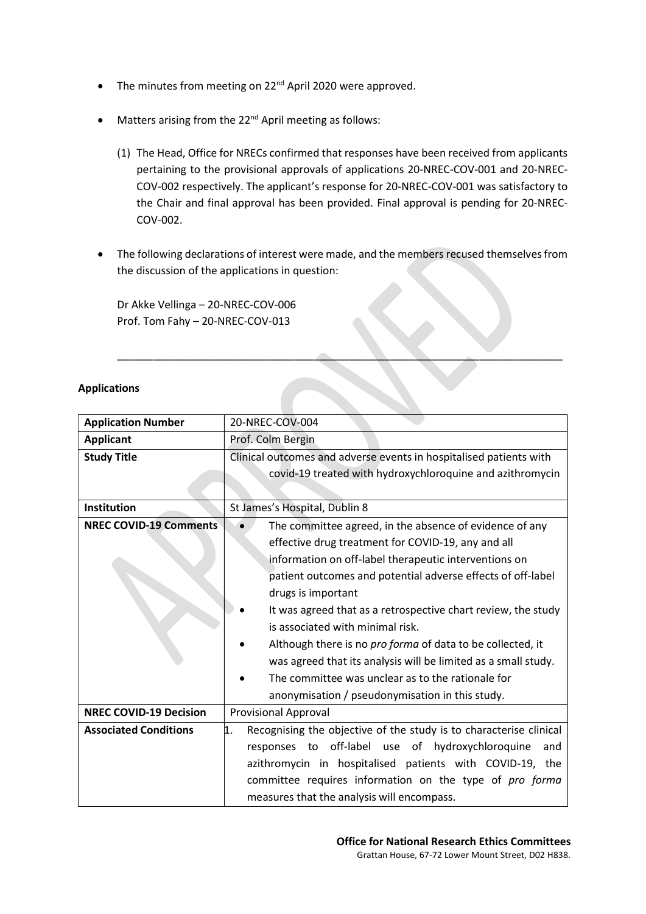- The minutes from meeting on 22nd April 2020 were approved.
- Matters arising from the 22nd April meeting as follows:
  (1) The Head, Office for NRECs confirmed that responses have been received from applicants pertaining to the provisional approvals of applications 20-NREC-COV-001 and 20-NREC-COV-002 respectively. The applicant's response for 20-NREC-COV-001 was satisfactory to the Chair and final approval has been provided. Final approval is pending for 20-NREC-COV-002.
- The following declarations of interest were made, and the members recused themselves from the discussion of the applications in question:

  Dr Akke Vellinga – 20-NREC-COV-006
  Prof. Tom Fahy – 20-NREC-COV-013

---

**Applications**

| | |
|---|---|
| **Application Number** | 20-NREC-COV-004 |
| **Applicant** | Prof. Colm Bergin |
| **Study Title** | Clinical outcomes and adverse events in hospitalised patients with covid-19 treated with hydroxychloroquine and azithromycin |
| **Institution** | St James's Hospital, Dublin 8 |
| **NREC COVID-19 Comments** | • The committee agreed, in the absence of evidence of any effective drug treatment for COVID-19, any and all information on off-label therapeutic interventions on patient outcomes and potential adverse effects of off-label drugs is important<br>• It was agreed that as a retrospective chart review, the study is associated with minimal risk.<br>• Although there is no *pro forma* of data to be collected, it was agreed that its analysis will be limited as a small study.<br>• The committee was unclear as to the rationale for anonymisation / pseudonymisation in this study. |
| **NREC COVID-19 Decision** | Provisional Approval |
| **Associated Conditions** | 1. Recognising the objective of the study is to characterise clinical responses to off-label use of hydroxychloroquine and azithromycin in hospitalised patients with COVID-19, the committee requires information on the type of *pro forma* measures that the analysis will encompass. |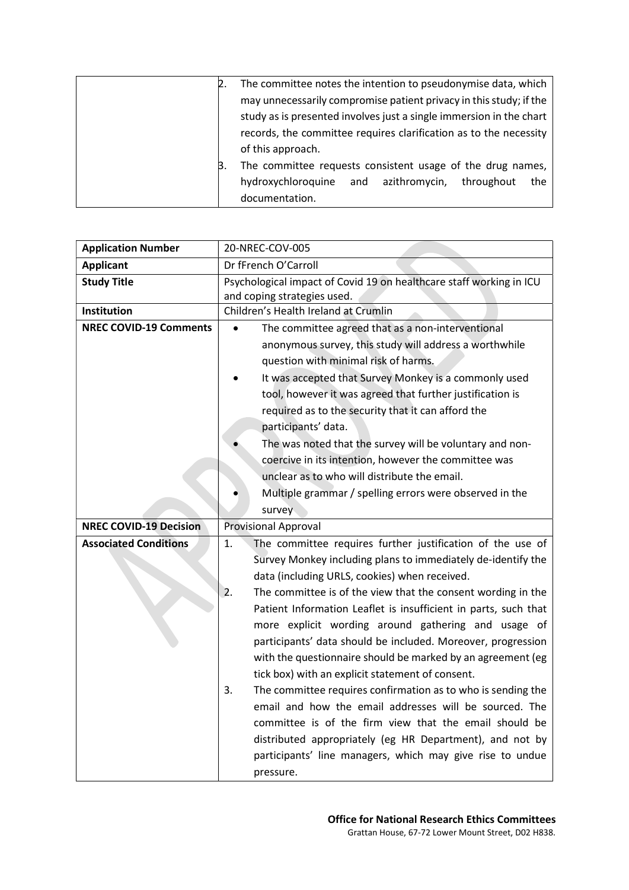| | |
|---|---|
| | 2. The committee notes the intention to pseudonymise data, which may unnecessarily compromise patient privacy in this study; if the study as is presented involves just a single immersion in the chart records, the committee requires clarification as to the necessity of this approach.<br>3. The committee requests consistent usage of the drug names, hydroxychloroquine and azithromycin, throughout the documentation. |

| | |
|---|---|
| **Application Number** | 20-NREC-COV-005 |
| **Applicant** | Dr fFrench O'Carroll |
| **Study Title** | Psychological impact of Covid 19 on healthcare staff working in ICU and coping strategies used. |
| **Institution** | Children's Health Ireland at Crumlin |
| **NREC COVID-19 Comments** | • The committee agreed that as a non-interventional anonymous survey, this study will address a worthwhile question with minimal risk of harms.<br>• It was accepted that Survey Monkey is a commonly used tool, however it was agreed that further justification is required as to the security that it can afford the participants' data.<br>• The was noted that the survey will be voluntary and non-coercive in its intention, however the committee was unclear as to who will distribute the email.<br>• Multiple grammar / spelling errors were observed in the survey |
| **NREC COVID-19 Decision** | Provisional Approval |
| **Associated Conditions** | 1. The committee requires further justification of the use of Survey Monkey including plans to immediately de-identify the data (including URLS, cookies) when received.<br>2. The committee is of the view that the consent wording in the Patient Information Leaflet is insufficient in parts, such that more explicit wording around gathering and usage of participants' data should be included. Moreover, progression with the questionnaire should be marked by an agreement (eg tick box) with an explicit statement of consent.<br>3. The committee requires confirmation as to who is sending the email and how the email addresses will be sourced. The committee is of the firm view that the email should be distributed appropriately (eg HR Department), and not by participants' line managers, which may give rise to undue pressure. |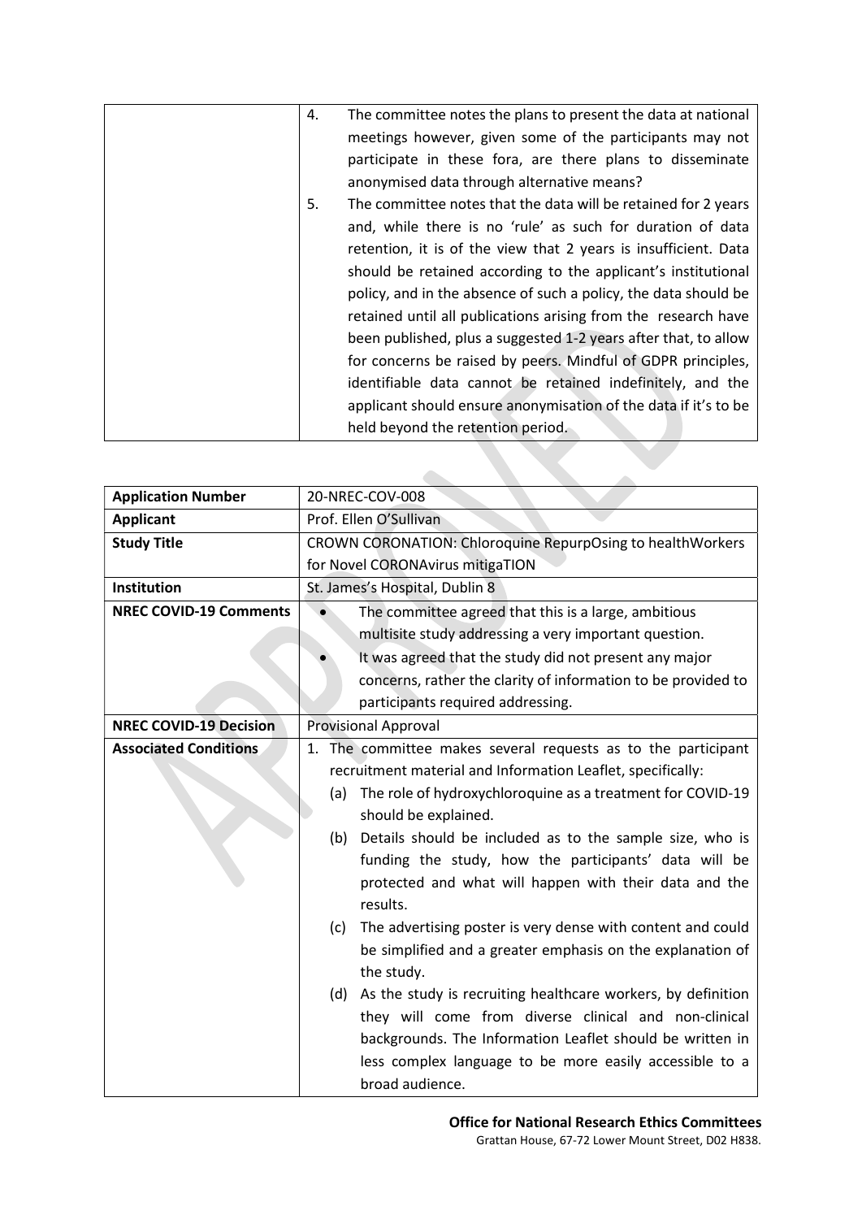| | |
|---|---|
| | 4. The committee notes the plans to present the data at national meetings however, given some of the participants may not participate in these fora, are there plans to disseminate anonymised data through alternative means?<br>5. The committee notes that the data will be retained for 2 years and, while there is no 'rule' as such for duration of data retention, it is of the view that 2 years is insufficient. Data should be retained according to the applicant's institutional policy, and in the absence of such a policy, the data should be retained until all publications arising from the research have been published, plus a suggested 1-2 years after that, to allow for concerns be raised by peers. Mindful of GDPR principles, identifiable data cannot be retained indefinitely, and the applicant should ensure anonymisation of the data if it's to be held beyond the retention period. |

| | |
|---|---|
| **Application Number** | 20-NREC-COV-008 |
| **Applicant** | Prof. Ellen O'Sullivan |
| **Study Title** | CROWN CORONATION: Chloroquine RepurpOsing to healthWorkers for Novel CORONAvirus mitigaTION |
| **Institution** | St. James's Hospital, Dublin 8 |
| **NREC COVID-19 Comments** | • The committee agreed that this is a large, ambitious multisite study addressing a very important question.<br>• It was agreed that the study did not present any major concerns, rather the clarity of information to be provided to participants required addressing. |
| **NREC COVID-19 Decision** | Provisional Approval |
| **Associated Conditions** | 1. The committee makes several requests as to the participant recruitment material and Information Leaflet, specifically:<br>(a) The role of hydroxychloroquine as a treatment for COVID-19 should be explained.<br>(b) Details should be included as to the sample size, who is funding the study, how the participants' data will be protected and what will happen with their data and the results.<br>(c) The advertising poster is very dense with content and could be simplified and a greater emphasis on the explanation of the study.<br>(d) As the study is recruiting healthcare workers, by definition they will come from diverse clinical and non-clinical backgrounds. The Information Leaflet should be written in less complex language to be more easily accessible to a broad audience. |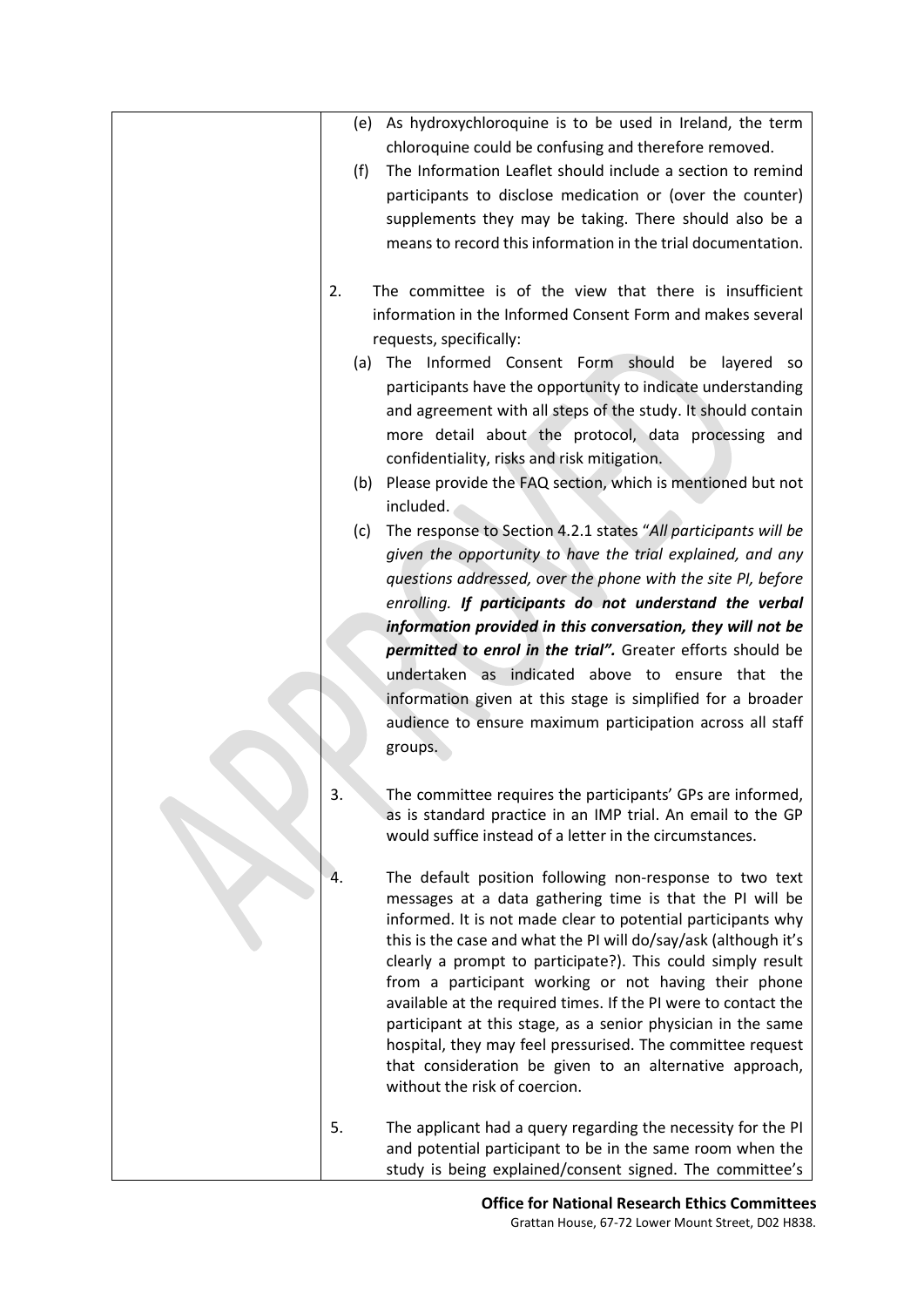| | |
|---|---|
| | (e) As hydroxychloroquine is to be used in Ireland, the term chloroquine could be confusing and therefore removed.<br>(f) The Information Leaflet should include a section to remind participants to disclose medication or (over the counter) supplements they may be taking. There should also be a means to record this information in the trial documentation.<br><br>2. The committee is of the view that there is insufficient information in the Informed Consent Form and makes several requests, specifically:<br>(a) The Informed Consent Form should be layered so participants have the opportunity to indicate understanding and agreement with all steps of the study. It should contain more detail about the protocol, data processing and confidentiality, risks and risk mitigation.<br>(b) Please provide the FAQ section, which is mentioned but not included.<br>(c) The response to Section 4.2.1 states "*All participants will be given the opportunity to have the trial explained, and any questions addressed, over the phone with the site PI, before enrolling.* ***If participants do not understand the verbal information provided in this conversation, they will not be permitted to enrol in the trial".*** Greater efforts should be undertaken as indicated above to ensure that the information given at this stage is simplified for a broader audience to ensure maximum participation across all staff groups.<br><br>3. The committee requires the participants' GPs are informed, as is standard practice in an IMP trial. An email to the GP would suffice instead of a letter in the circumstances.<br><br>4. The default position following non-response to two text messages at a data gathering time is that the PI will be informed. It is not made clear to potential participants why this is the case and what the PI will do/say/ask (although it's clearly a prompt to participate?). This could simply result from a participant working or not having their phone available at the required times. If the PI were to contact the participant at this stage, as a senior physician in the same hospital, they may feel pressurised. The committee request that consideration be given to an alternative approach, without the risk of coercion.<br><br>5. The applicant had a query regarding the necessity for the PI and potential participant to be in the same room when the study is being explained/consent signed. The committee's |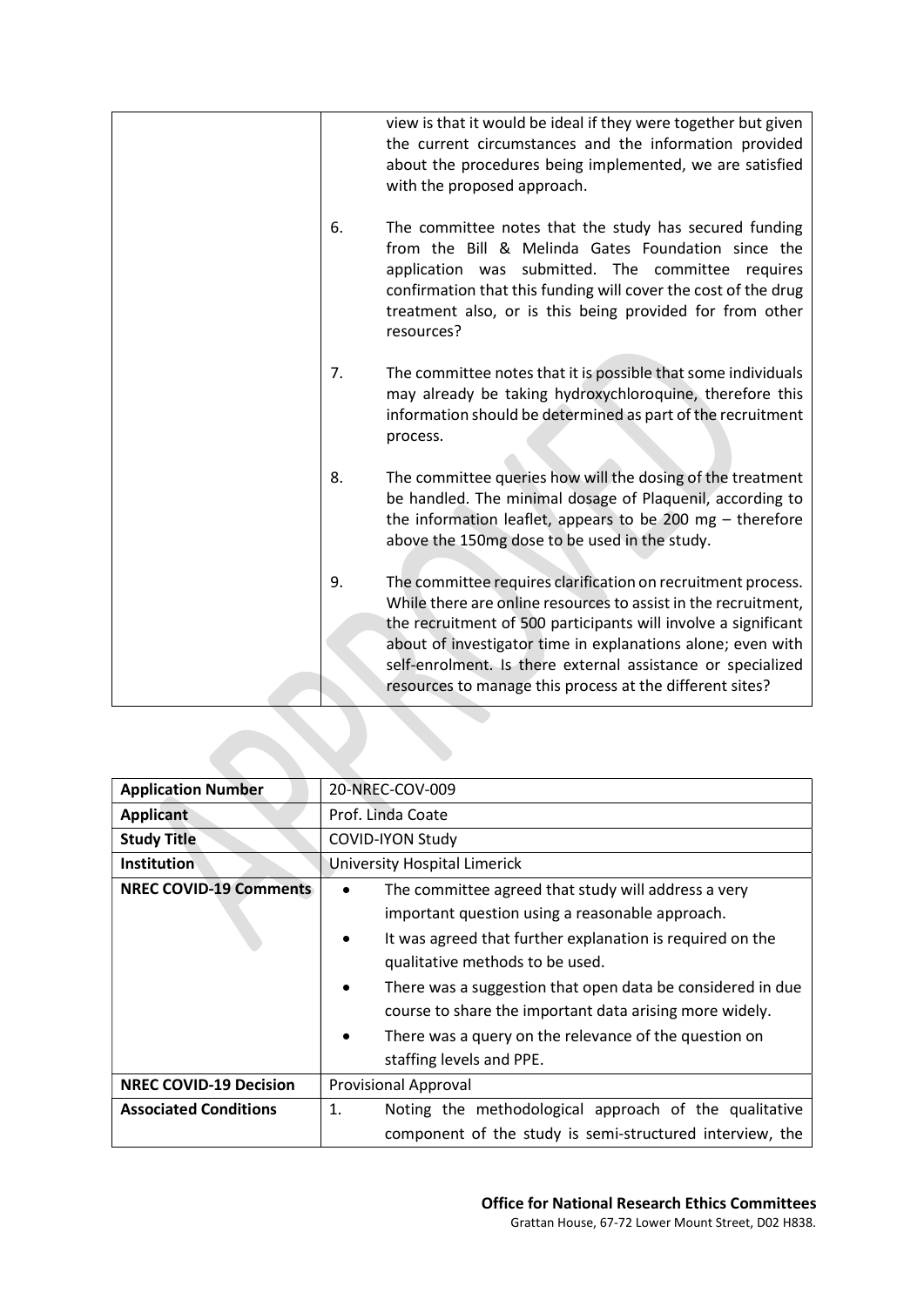| | |
|---|---|
| | view is that it would be ideal if they were together but given the current circumstances and the information provided about the procedures being implemented, we are satisfied with the proposed approach.<br><br>6. The committee notes that the study has secured funding from the Bill & Melinda Gates Foundation since the application was submitted. The committee requires confirmation that this funding will cover the cost of the drug treatment also, or is this being provided for from other resources?<br><br>7. The committee notes that it is possible that some individuals may already be taking hydroxychloroquine, therefore this information should be determined as part of the recruitment process.<br><br>8. The committee queries how will the dosing of the treatment be handled. The minimal dosage of Plaquenil, according to the information leaflet, appears to be 200 mg – therefore above the 150mg dose to be used in the study.<br><br>9. The committee requires clarification on recruitment process. While there are online resources to assist in the recruitment, the recruitment of 500 participants will involve a significant about of investigator time in explanations alone; even with self-enrolment. Is there external assistance or specialized resources to manage this process at the different sites? |

| | |
|---|---|
| **Application Number** | 20-NREC-COV-009 |
| **Applicant** | Prof. Linda Coate |
| **Study Title** | COVID-IYON Study |
| **Institution** | University Hospital Limerick |
| **NREC COVID-19 Comments** | • The committee agreed that study will address a very important question using a reasonable approach.<br>• It was agreed that further explanation is required on the qualitative methods to be used.<br>• There was a suggestion that open data be considered in due course to share the important data arising more widely.<br>• There was a query on the relevance of the question on staffing levels and PPE. |
| **NREC COVID-19 Decision** | Provisional Approval |
| **Associated Conditions** | 1. Noting the methodological approach of the qualitative component of the study is semi-structured interview, the |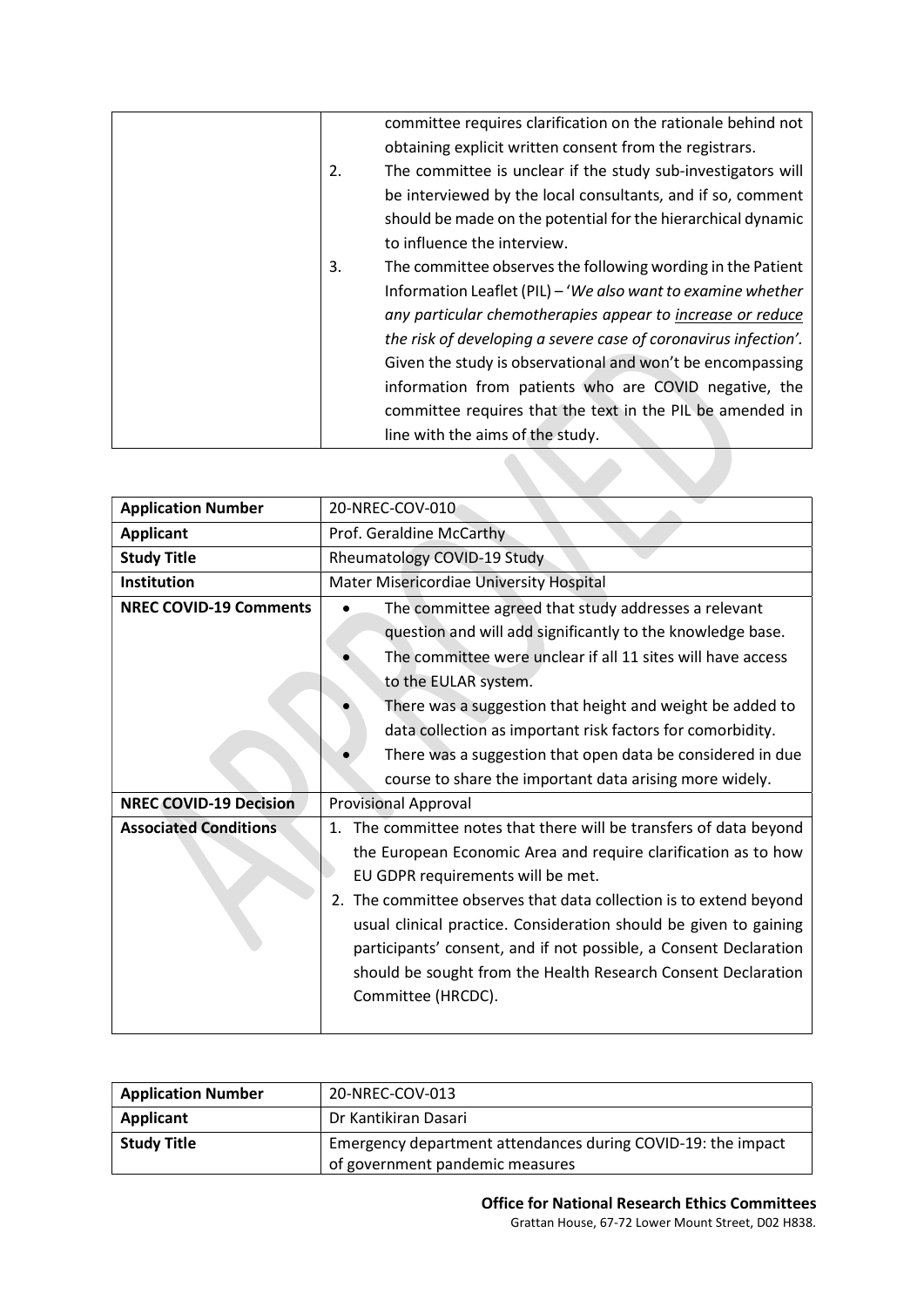| | |
|---|---|
| | committee requires clarification on the rationale behind not obtaining explicit written consent from the registrars.<br>2. The committee is unclear if the study sub-investigators will be interviewed by the local consultants, and if so, comment should be made on the potential for the hierarchical dynamic to influence the interview.<br>3. The committee observes the following wording in the Patient Information Leaflet (PIL) – '*We also want to examine whether any particular chemotherapies appear to <u>increase or reduce</u> the risk of developing a severe case of coronavirus infection'*. Given the study is observational and won't be encompassing information from patients who are COVID negative, the committee requires that the text in the PIL be amended in line with the aims of the study. |

| | |
|---|---|
| **Application Number** | 20-NREC-COV-010 |
| **Applicant** | Prof. Geraldine McCarthy |
| **Study Title** | Rheumatology COVID-19 Study |
| **Institution** | Mater Misericordiae University Hospital |
| **NREC COVID-19 Comments** | • The committee agreed that study addresses a relevant question and will add significantly to the knowledge base.<br>• The committee were unclear if all 11 sites will have access to the EULAR system.<br>• There was a suggestion that height and weight be added to data collection as important risk factors for comorbidity.<br>• There was a suggestion that open data be considered in due course to share the important data arising more widely. |
| **NREC COVID-19 Decision** | Provisional Approval |
| **Associated Conditions** | 1. The committee notes that there will be transfers of data beyond the European Economic Area and require clarification as to how EU GDPR requirements will be met.<br>2. The committee observes that data collection is to extend beyond usual clinical practice. Consideration should be given to gaining participants' consent, and if not possible, a Consent Declaration should be sought from the Health Research Consent Declaration Committee (HRCDC). |

| | |
|---|---|
| **Application Number** | 20-NREC-COV-013 |
| **Applicant** | Dr Kantikiran Dasari |
| **Study Title** | Emergency department attendances during COVID-19: the impact of government pandemic measures |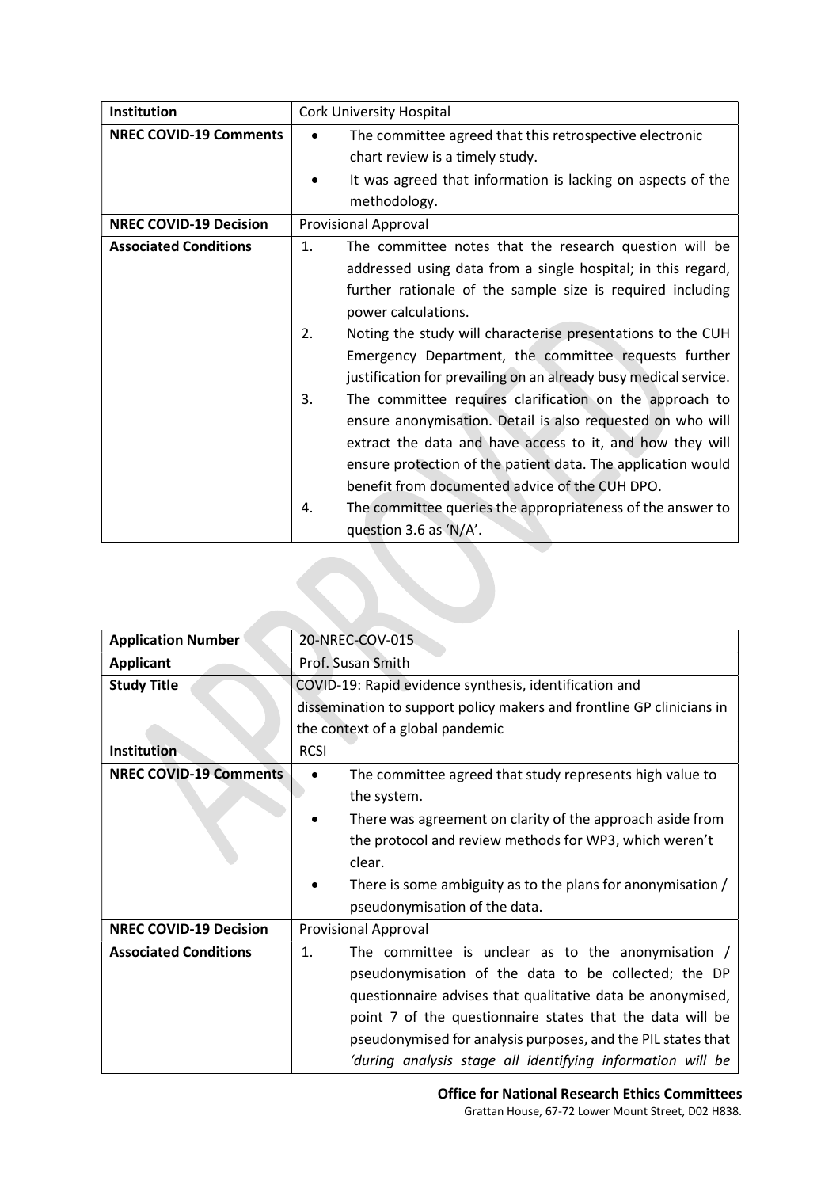| | |
|---|---|
| **Institution** | Cork University Hospital |
| **NREC COVID-19 Comments** | • The committee agreed that this retrospective electronic chart review is a timely study. <br> • It was agreed that information is lacking on aspects of the methodology. |
| **NREC COVID-19 Decision** | Provisional Approval |
| **Associated Conditions** | 1. The committee notes that the research question will be addressed using data from a single hospital; in this regard, further rationale of the sample size is required including power calculations. <br> 2. Noting the study will characterise presentations to the CUH Emergency Department, the committee requests further justification for prevailing on an already busy medical service. <br> 3. The committee requires clarification on the approach to ensure anonymisation. Detail is also requested on who will extract the data and have access to it, and how they will ensure protection of the patient data. The application would benefit from documented advice of the CUH DPO. <br> 4. The committee queries the appropriateness of the answer to question 3.6 as 'N/A'. |

| | |
|---|---|
| **Application Number** | 20-NREC-COV-015 |
| **Applicant** | Prof. Susan Smith |
| **Study Title** | COVID-19: Rapid evidence synthesis, identification and dissemination to support policy makers and frontline GP clinicians in the context of a global pandemic |
| **Institution** | RCSI |
| **NREC COVID-19 Comments** | • The committee agreed that study represents high value to the system. <br> • There was agreement on clarity of the approach aside from the protocol and review methods for WP3, which weren't clear. <br> • There is some ambiguity as to the plans for anonymisation / pseudonymisation of the data. |
| **NREC COVID-19 Decision** | Provisional Approval |
| **Associated Conditions** | 1. The committee is unclear as to the anonymisation / pseudonymisation of the data to be collected; the DP questionnaire advises that qualitative data be anonymised, point 7 of the questionnaire states that the data will be pseudonymised for analysis purposes, and the PIL states that *'during analysis stage all identifying information will be* |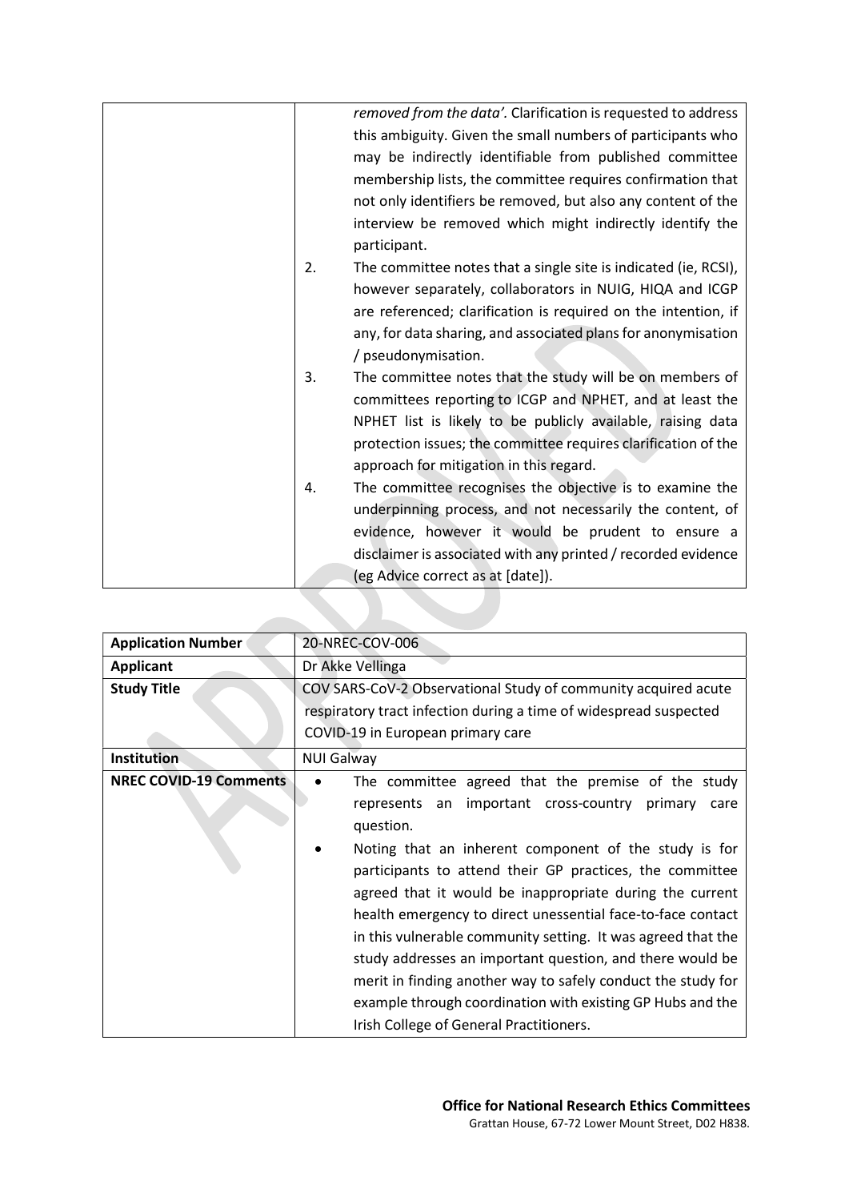| | |
|---|---|
| | *removed from the data'.* Clarification is requested to address this ambiguity. Given the small numbers of participants who may be indirectly identifiable from published committee membership lists, the committee requires confirmation that not only identifiers be removed, but also any content of the interview be removed which might indirectly identify the participant.<br>2. The committee notes that a single site is indicated (ie, RCSI), however separately, collaborators in NUIG, HIQA and ICGP are referenced; clarification is required on the intention, if any, for data sharing, and associated plans for anonymisation / pseudonymisation.<br>3. The committee notes that the study will be on members of committees reporting to ICGP and NPHET, and at least the NPHET list is likely to be publicly available, raising data protection issues; the committee requires clarification of the approach for mitigation in this regard.<br>4. The committee recognises the objective is to examine the underpinning process, and not necessarily the content, of evidence, however it would be prudent to ensure a disclaimer is associated with any printed / recorded evidence (eg Advice correct as at [date]). |

| | |
|---|---|
| **Application Number** | 20-NREC-COV-006 |
| **Applicant** | Dr Akke Vellinga |
| **Study Title** | COV SARS-CoV-2 Observational Study of community acquired acute respiratory tract infection during a time of widespread suspected COVID-19 in European primary care |
| **Institution** | NUI Galway |
| **NREC COVID-19 Comments** | • The committee agreed that the premise of the study represents an important cross-country primary care question.<br>• Noting that an inherent component of the study is for participants to attend their GP practices, the committee agreed that it would be inappropriate during the current health emergency to direct unessential face-to-face contact in this vulnerable community setting. It was agreed that the study addresses an important question, and there would be merit in finding another way to safely conduct the study for example through coordination with existing GP Hubs and the Irish College of General Practitioners. |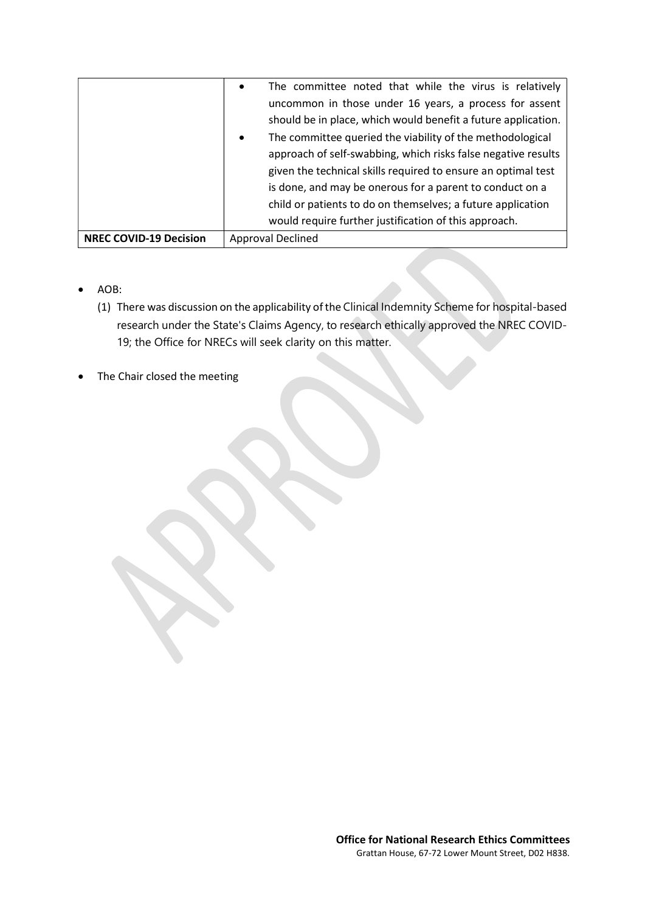| | |
|---|---|
| | • The committee noted that while the virus is relatively uncommon in those under 16 years, a process for assent should be in place, which would benefit a future application. • The committee queried the viability of the methodological approach of self-swabbing, which risks false negative results given the technical skills required to ensure an optimal test is done, and may be onerous for a parent to conduct on a child or patients to do on themselves; a future application would require further justification of this approach. |
| **NREC COVID-19 Decision** | Approval Declined |

- AOB:
  (1) There was discussion on the applicability of the Clinical Indemnity Scheme for hospital-based research under the State's Claims Agency, to research ethically approved the NREC COVID-19; the Office for NRECs will seek clarity on this matter.

- The Chair closed the meeting

**Office for National Research Ethics Committees**
Grattan House, 67-72 Lower Mount Street, D02 H838.